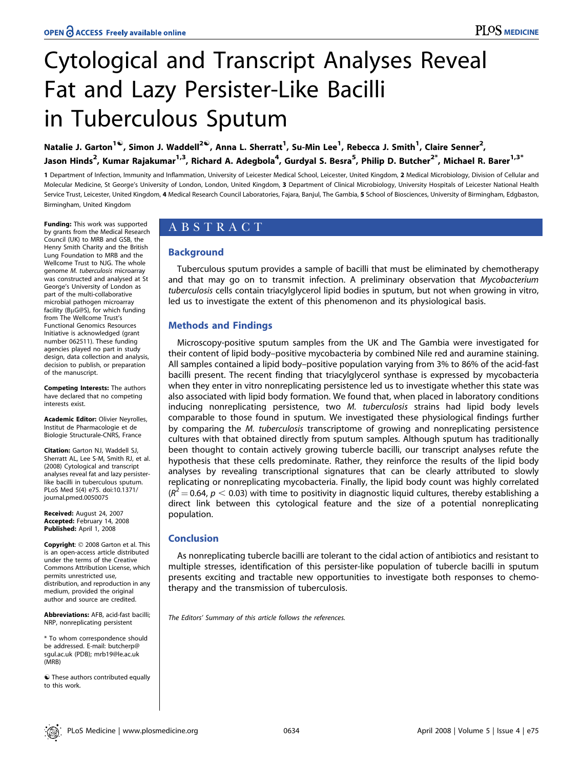# Cytological and Transcript Analyses Reveal Fat and Lazy Persister-Like Bacilli in Tuberculous Sputum

**Natalie J. Garton[1☯], Simon J. Waddell[2☯], Anna L. Sherratt[1], Su-Min Lee[1], Rebecca J. Smith[1], Claire Senner[2], Jason Hinds[2], Kumar Rajakumar[1,3], Richard A. Adegbola[4], Gurdyal S. Besra[5], Philip D. Butcher[2*], Michael R. Barer[1,3*]**

**1** Department of Infection, Immunity and Inflammation, University of Leicester Medical School, Leicester, United Kingdom, **2** Medical Microbiology, Division of Cellular and Molecular Medicine, St George's University of London, London, United Kingdom, **3** Department of Clinical Microbiology, University Hospitals of Leicester National Health Service Trust, Leicester, United Kingdom, **4** Medical Research Council Laboratories, Fajara, Banjul, The Gambia, **5** School of Biosciences, University of Birmingham, Edgbaston, Birmingham, United Kingdom

## ABSTRACT

### Background

Tuberculous sputum provides a sample of bacilli that must be eliminated by chemotherapy and that may go on to transmit infection. A preliminary observation that *Mycobacterium tuberculosis* cells contain triacylglycerol lipid bodies in sputum, but not when growing in vitro, led us to investigate the extent of this phenomenon and its physiological basis.

### Methods and Findings

Microscopy-positive sputum samples from the UK and The Gambia were investigated for their content of lipid body–positive mycobacteria by combined Nile red and auramine staining. All samples contained a lipid body–positive population varying from 3% to 86% of the acid-fast bacilli present. The recent finding that triacylglycerol synthase is expressed by mycobacteria when they enter in vitro nonreplicating persistence led us to investigate whether this state was also associated with lipid body formation. We found that, when placed in laboratory conditions inducing nonreplicating persistence, two *M. tuberculosis* strains had lipid body levels comparable to those found in sputum. We investigated these physiological findings further by comparing the *M. tuberculosis* transcriptome of growing and nonreplicating persistence cultures with that obtained directly from sputum samples. Although sputum has traditionally been thought to contain actively growing tubercle bacilli, our transcript analyses refute the hypothesis that these cells predominate. Rather, they reinforce the results of the lipid body analyses by revealing transcriptional signatures that can be clearly attributed to slowly replicating or nonreplicating mycobacteria. Finally, the lipid body count was highly correlated ($R^2 = 0.64$, $p < 0.03$) with time to positivity in diagnostic liquid cultures, thereby establishing a direct link between this cytological feature and the size of a potential nonreplicating population.

### Conclusion

As nonreplicating tubercle bacilli are tolerant to the cidal action of antibiotics and resistant to multiple stresses, identification of this persister-like population of tubercle bacilli in sputum presents exciting and tractable new opportunities to investigate both responses to chemotherapy and the transmission of tuberculosis.

*The Editors' Summary of this article follows the references.*

**Funding:** This work was supported by grants from the Medical Research Council (UK) to MRB and GSB, the Henry Smith Charity and the British Lung Foundation to MRB and the Wellcome Trust to NJG. The whole genome *M. tuberculosis* microarray was constructed and analysed at St George's University of London as part of the multi-collaborative microbial pathogen microarray facility (BμG@S), for which funding from The Wellcome Trust's Functional Genomics Resources Initiative is acknowledged (grant number 062511). These funding agencies played no part in study design, data collection and analysis, decision to publish, or preparation of the manuscript.

**Competing Interests:** The authors have declared that no competing interests exist.

**Academic Editor:** Olivier Neyrolles, Institut de Pharmacologie et de Biologie Structurale-CNRS, France

**Citation:** Garton NJ, Waddell SJ, Sherratt AL, Lee S-M, Smith RJ, et al. (2008) Cytological and transcript analyses reveal fat and lazy persister-like bacilli in tuberculous sputum. PLoS Med 5(4) e75. doi:10.1371/journal.pmed.0050075

**Received:** August 24, 2007
**Accepted:** February 14, 2008
**Published:** April 1, 2008

**Copyright:** © 2008 Garton et al. This is an open-access article distributed under the terms of the Creative Commons Attribution License, which permits unrestricted use, distribution, and reproduction in any medium, provided the original author and source are credited.

**Abbreviations:** AFB, acid-fast bacilli; NRP, nonreplicating persistent

\* To whom correspondence should be addressed. E-mail: butcherp@sgul.ac.uk (PDB); mrb19@le.ac.uk (MRB)

☯ These authors contributed equally to this work.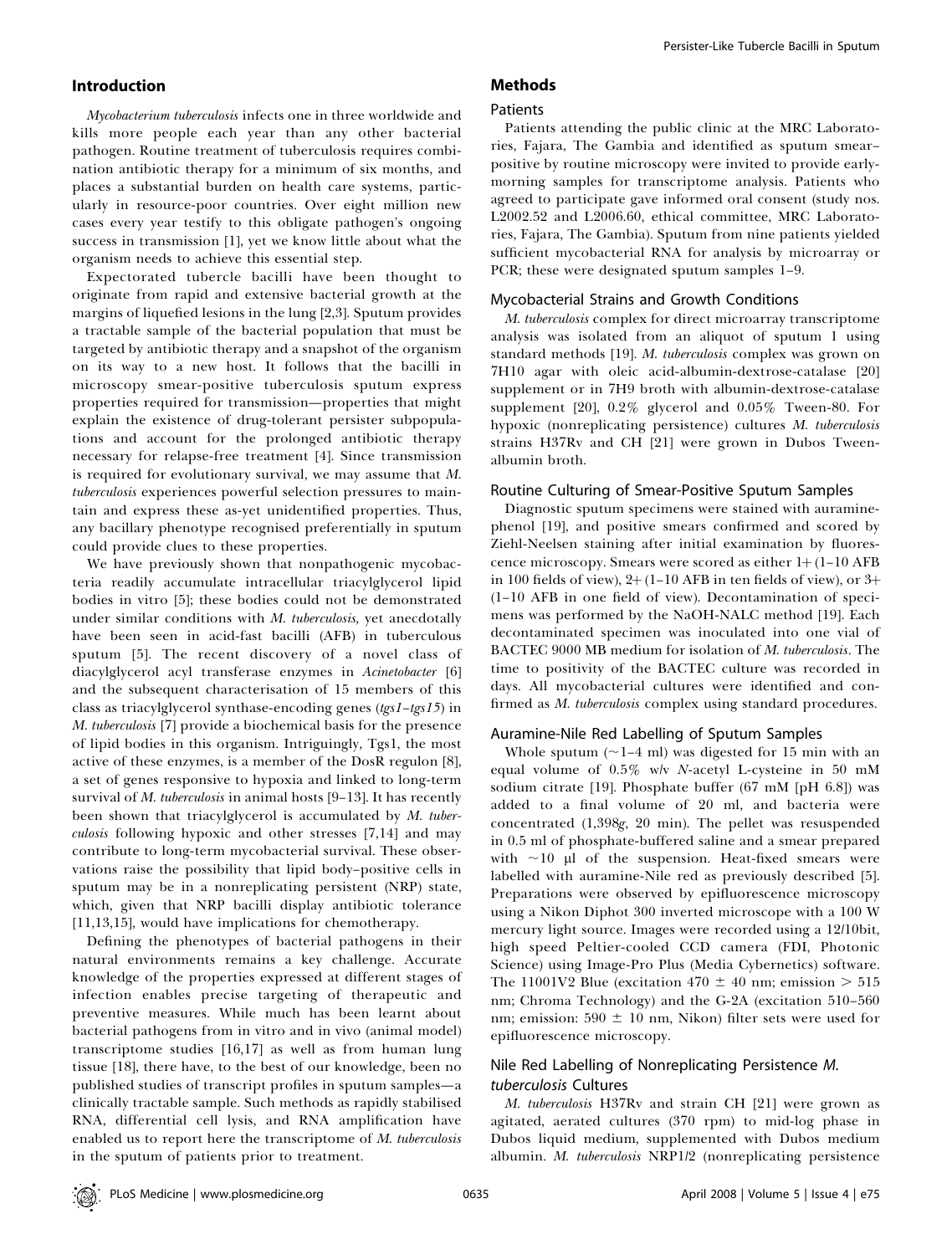## Introduction

*Mycobacterium tuberculosis* infects one in three worldwide and kills more people each year than any other bacterial pathogen. Routine treatment of tuberculosis requires combination antibiotic therapy for a minimum of six months, and places a substantial burden on health care systems, particularly in resource-poor countries. Over eight million new cases every year testify to this obligate pathogen's ongoing success in transmission [1], yet we know little about what the organism needs to achieve this essential step.

Expectorated tubercle bacilli have been thought to originate from rapid and extensive bacterial growth at the margins of liquefied lesions in the lung [2,3]. Sputum provides a tractable sample of the bacterial population that must be targeted by antibiotic therapy and a snapshot of the organism on its way to a new host. It follows that the bacilli in microscopy smear-positive tuberculosis sputum express properties required for transmission—properties that might explain the existence of drug-tolerant persister subpopulations and account for the prolonged antibiotic therapy necessary for relapse-free treatment [4]. Since transmission is required for evolutionary survival, we may assume that *M. tuberculosis* experiences powerful selection pressures to maintain and express these as-yet unidentified properties. Thus, any bacillary phenotype recognised preferentially in sputum could provide clues to these properties.

We have previously shown that nonpathogenic mycobacteria readily accumulate intracellular triacylglycerol lipid bodies in vitro [5]; these bodies could not be demonstrated under similar conditions with *M. tuberculosis,* yet anecdotally have been seen in acid-fast bacilli (AFB) in tuberculous sputum [5]. The recent discovery of a novel class of diacylglycerol acyl transferase enzymes in *Acinetobacter* [6] and the subsequent characterisation of 15 members of this class as triacylglycerol synthase-encoding genes (*tgs1–tgs15*) in *M. tuberculosis* [7] provide a biochemical basis for the presence of lipid bodies in this organism. Intriguingly, Tgs1, the most active of these enzymes, is a member of the DosR regulon [8], a set of genes responsive to hypoxia and linked to long-term survival of *M. tuberculosis* in animal hosts [9–13]. It has recently been shown that triacylglycerol is accumulated by *M. tuberculosis* following hypoxic and other stresses [7,14] and may contribute to long-term mycobacterial survival. These observations raise the possibility that lipid body–positive cells in sputum may be in a nonreplicating persistent (NRP) state, which, given that NRP bacilli display antibiotic tolerance [11,13,15], would have implications for chemotherapy.

Defining the phenotypes of bacterial pathogens in their natural environments remains a key challenge. Accurate knowledge of the properties expressed at different stages of infection enables precise targeting of therapeutic and preventive measures. While much has been learnt about bacterial pathogens from in vitro and in vivo (animal model) transcriptome studies [16,17] as well as from human lung tissue [18], there have, to the best of our knowledge, been no published studies of transcript profiles in sputum samples—a clinically tractable sample. Such methods as rapidly stabilised RNA, differential cell lysis, and RNA amplification have enabled us to report here the transcriptome of *M. tuberculosis* in the sputum of patients prior to treatment.

## Methods

### Patients

Patients attending the public clinic at the MRC Laboratories, Fajara, The Gambia and identified as sputum smear–positive by routine microscopy were invited to provide early-morning samples for transcriptome analysis. Patients who agreed to participate gave informed oral consent (study nos. L2002.52 and L2006.60, ethical committee, MRC Laboratories, Fajara, The Gambia). Sputum from nine patients yielded sufficient mycobacterial RNA for analysis by microarray or PCR; these were designated sputum samples 1–9.

### Mycobacterial Strains and Growth Conditions

*M. tuberculosis* complex for direct microarray transcriptome analysis was isolated from an aliquot of sputum 1 using standard methods [19]. *M. tuberculosis* complex was grown on 7H10 agar with oleic acid-albumin-dextrose-catalase [20] supplement or in 7H9 broth with albumin-dextrose-catalase supplement [20], 0.2% glycerol and 0.05% Tween-80. For hypoxic (nonreplicating persistence) cultures *M. tuberculosis* strains H37Rv and CH [21] were grown in Dubos Tween-albumin broth.

### Routine Culturing of Smear-Positive Sputum Samples

Diagnostic sputum specimens were stained with auramine-phenol [19], and positive smears confirmed and scored by Ziehl-Neelsen staining after initial examination by fluorescence microscopy. Smears were scored as either 1+ (1–10 AFB in 100 fields of view), 2+ (1–10 AFB in ten fields of view), or 3+ (1–10 AFB in one field of view). Decontamination of specimens was performed by the NaOH-NALC method [19]. Each decontaminated specimen was inoculated into one vial of BACTEC 9000 MB medium for isolation of *M. tuberculosis*. The time to positivity of the BACTEC culture was recorded in days. All mycobacterial cultures were identified and confirmed as *M. tuberculosis* complex using standard procedures.

### Auramine-Nile Red Labelling of Sputum Samples

Whole sputum (~1–4 ml) was digested for 15 min with an equal volume of 0.5% w/v *N*-acetyl L-cysteine in 50 mM sodium citrate [19]. Phosphate buffer (67 mM [pH 6.8]) was added to a final volume of 20 ml, and bacteria were concentrated (1,398*g*, 20 min). The pellet was resuspended in 0.5 ml of phosphate-buffered saline and a smear prepared with ~10 μl of the suspension. Heat-fixed smears were labelled with auramine-Nile red as previously described [5]. Preparations were observed by epifluorescence microscopy using a Nikon Diphot 300 inverted microscope with a 100 W mercury light source. Images were recorded using a 12/10bit, high speed Peltier-cooled CCD camera (FDI, Photonic Science) using Image-Pro Plus (Media Cybernetics) software. The 11001V2 Blue (excitation 470 ± 40 nm; emission > 515 nm; Chroma Technology) and the G-2A (excitation 510–560 nm; emission: 590 ± 10 nm, Nikon) filter sets were used for epifluorescence microscopy.

### Nile Red Labelling of Nonreplicating Persistence *M. tuberculosis* Cultures

*M. tuberculosis* H37Rv and strain CH [21] were grown as agitated, aerated cultures (370 rpm) to mid-log phase in Dubos liquid medium, supplemented with Dubos medium albumin. *M. tuberculosis* NRP1/2 (nonreplicating persistence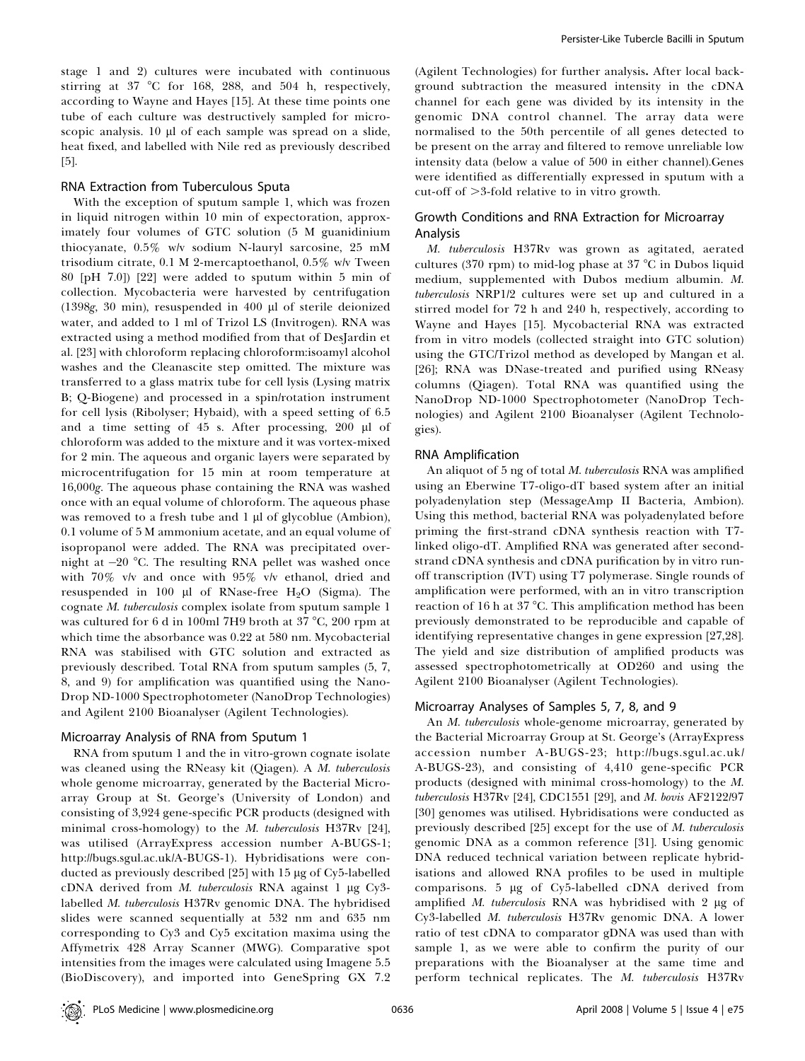stage 1 and 2) cultures were incubated with continuous stirring at 37 °C for 168, 288, and 504 h, respectively, according to Wayne and Hayes [15]. At these time points one tube of each culture was destructively sampled for microscopic analysis. 10 μl of each sample was spread on a slide, heat fixed, and labelled with Nile red as previously described [5].

## RNA Extraction from Tuberculous Sputa

With the exception of sputum sample 1, which was frozen in liquid nitrogen within 10 min of expectoration, approximately four volumes of GTC solution (5 M guanidinium thiocyanate, 0.5% w/v sodium N-lauryl sarcosine, 25 mM trisodium citrate, 0.1 M 2-mercaptoethanol, 0.5% w/v Tween 80 [pH 7.0]) [22] were added to sputum within 5 min of collection. Mycobacteria were harvested by centrifugation (1398*g*, 30 min), resuspended in 400 μl of sterile deionized water, and added to 1 ml of Trizol LS (Invitrogen). RNA was extracted using a method modified from that of DesJardin et al. [23] with chloroform replacing chloroform:isoamyl alcohol washes and the Cleanascite step omitted. The mixture was transferred to a glass matrix tube for cell lysis (Lysing matrix B; Q-Biogene) and processed in a spin/rotation instrument for cell lysis (Ribolyser; Hybaid), with a speed setting of 6.5 and a time setting of 45 s. After processing, 200 μl of chloroform was added to the mixture and it was vortex-mixed for 2 min. The aqueous and organic layers were separated by microcentrifugation for 15 min at room temperature at 16,000*g*. The aqueous phase containing the RNA was washed once with an equal volume of chloroform. The aqueous phase was removed to a fresh tube and 1 μl of glycoblue (Ambion), 0.1 volume of 5 M ammonium acetate, and an equal volume of isopropanol were added. The RNA was precipitated overnight at −20 °C. The resulting RNA pellet was washed once with 70% v/v and once with 95% v/v ethanol, dried and resuspended in 100 μl of RNase-free $H_2O$ (Sigma). The cognate *M. tuberculosis* complex isolate from sputum sample 1 was cultured for 6 d in 100ml 7H9 broth at 37 °C, 200 rpm at which time the absorbance was 0.22 at 580 nm. Mycobacterial RNA was stabilised with GTC solution and extracted as previously described. Total RNA from sputum samples (5, 7, 8, and 9) for amplification was quantified using the NanoDrop ND-1000 Spectrophotometer (NanoDrop Technologies) and Agilent 2100 Bioanalyser (Agilent Technologies).

## Microarray Analysis of RNA from Sputum 1

RNA from sputum 1 and the in vitro-grown cognate isolate was cleaned using the RNeasy kit (Qiagen). A *M. tuberculosis* whole genome microarray, generated by the Bacterial Microarray Group at St. George's (University of London) and consisting of 3,924 gene-specific PCR products (designed with minimal cross-homology) to the *M. tuberculosis* H37Rv [24], was utilised (ArrayExpress accession number A-BUGS-1; http://bugs.sgul.ac.uk/A-BUGS-1). Hybridisations were conducted as previously described [25] with 15 μg of Cy5-labelled cDNA derived from *M. tuberculosis* RNA against 1 μg Cy3-labelled *M. tuberculosis* H37Rv genomic DNA. The hybridised slides were scanned sequentially at 532 nm and 635 nm corresponding to Cy3 and Cy5 excitation maxima using the Affymetrix 428 Array Scanner (MWG). Comparative spot intensities from the images were calculated using Imagene 5.5 (BioDiscovery), and imported into GeneSpring GX 7.2 (Agilent Technologies) for further analysis. After local background subtraction the measured intensity in the cDNA channel for each gene was divided by its intensity in the genomic DNA control channel. The array data were normalised to the 50th percentile of all genes detected to be present on the array and filtered to remove unreliable low intensity data (below a value of 500 in either channel).Genes were identified as differentially expressed in sputum with a cut-off of >3-fold relative to in vitro growth.

## Growth Conditions and RNA Extraction for Microarray Analysis

*M. tuberculosis* H37Rv was grown as agitated, aerated cultures (370 rpm) to mid-log phase at 37 °C in Dubos liquid medium, supplemented with Dubos medium albumin. *M. tuberculosis* NRP1/2 cultures were set up and cultured in a stirred model for 72 h and 240 h, respectively, according to Wayne and Hayes [15]. Mycobacterial RNA was extracted from in vitro models (collected straight into GTC solution) using the GTC/Trizol method as developed by Mangan et al. [26]; RNA was DNase-treated and purified using RNeasy columns (Qiagen). Total RNA was quantified using the NanoDrop ND-1000 Spectrophotometer (NanoDrop Technologies) and Agilent 2100 Bioanalyser (Agilent Technologies).

## RNA Amplification

An aliquot of 5 ng of total *M. tuberculosis* RNA was amplified using an Eberwine T7-oligo-dT based system after an initial polyadenylation step (MessageAmp II Bacteria, Ambion). Using this method, bacterial RNA was polyadenylated before priming the first-strand cDNA synthesis reaction with T7-linked oligo-dT. Amplified RNA was generated after second-strand cDNA synthesis and cDNA purification by in vitro run-off transcription (IVT) using T7 polymerase. Single rounds of amplification were performed, with an in vitro transcription reaction of 16 h at 37 °C. This amplification method has been previously demonstrated to be reproducible and capable of identifying representative changes in gene expression [27,28]. The yield and size distribution of amplified products was assessed spectrophotometrically at OD260 and using the Agilent 2100 Bioanalyser (Agilent Technologies).

## Microarray Analyses of Samples 5, 7, 8, and 9

An *M. tuberculosis* whole-genome microarray, generated by the Bacterial Microarray Group at St. George's (ArrayExpress accession number A-BUGS-23; http://bugs.sgul.ac.uk/A-BUGS-23), and consisting of 4,410 gene-specific PCR products (designed with minimal cross-homology) to the *M. tuberculosis* H37Rv [24], CDC1551 [29], and *M. bovis* AF2122/97 [30] genomes was utilised. Hybridisations were conducted as previously described [25] except for the use of *M. tuberculosis* genomic DNA as a common reference [31]. Using genomic DNA reduced technical variation between replicate hybridisations and allowed RNA profiles to be used in multiple comparisons. 5 μg of Cy5-labelled cDNA derived from amplified *M. tuberculosis* RNA was hybridised with 2 μg of Cy3-labelled *M. tuberculosis* H37Rv genomic DNA. A lower ratio of test cDNA to comparator gDNA was used than with sample 1, as we were able to confirm the purity of our preparations with the Bioanalyser at the same time and perform technical replicates. The *M. tuberculosis* H37Rv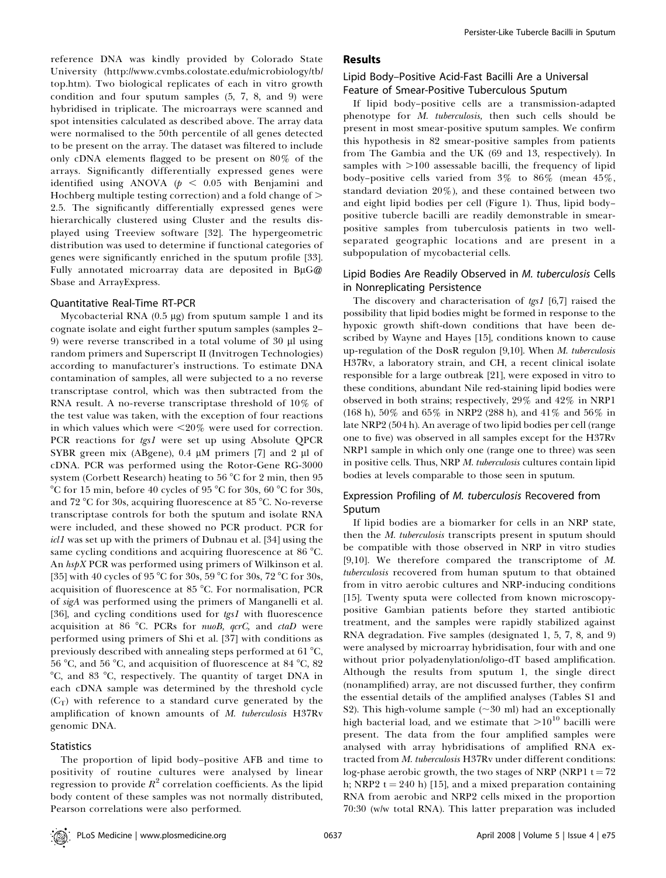reference DNA was kindly provided by Colorado State University (http://www.cvmbs.colostate.edu/microbiology/tb/top.htm). Two biological replicates of each in vitro growth condition and four sputum samples (5, 7, 8, and 9) were hybridised in triplicate. The microarrays were scanned and spot intensities calculated as described above. The array data were normalised to the 50th percentile of all genes detected to be present on the array. The dataset was filtered to include only cDNA elements flagged to be present on 80% of the arrays. Significantly differentially expressed genes were identified using ANOVA ($p < 0.05$ with Benjamini and Hochberg multiple testing correction) and a fold change of > 2.5. The significantly differentially expressed genes were hierarchically clustered using Cluster and the results displayed using Treeview software [32]. The hypergeometric distribution was used to determine if functional categories of genes were significantly enriched in the sputum profile [33]. Fully annotated microarray data are deposited in BμG@Sbase and ArrayExpress.

### Quantitative Real-Time RT-PCR

Mycobacterial RNA (0.5 μg) from sputum sample 1 and its cognate isolate and eight further sputum samples (samples 2–9) were reverse transcribed in a total volume of 30 μl using random primers and Superscript II (Invitrogen Technologies) according to manufacturer's instructions. To estimate DNA contamination of samples, all were subjected to a no reverse transcriptase control, which was then subtracted from the RNA result. A no-reverse transcriptase threshold of 10% of the test value was taken, with the exception of four reactions in which values which were <20% were used for correction. PCR reactions for *tgs1* were set up using Absolute QPCR SYBR green mix (ABgene), 0.4 μM primers [7] and 2 μl of cDNA. PCR was performed using the Rotor-Gene RG-3000 system (Corbett Research) heating to 56 °C for 2 min, then 95 °C for 15 min, before 40 cycles of 95 °C for 30s, 60 °C for 30s, and 72 °C for 30s, acquiring fluorescence at 85 °C. No-reverse transcriptase controls for both the sputum and isolate RNA were included, and these showed no PCR product. PCR for *icl1* was set up with the primers of Dubnau et al. [34] using the same cycling conditions and acquiring fluorescence at 86 °C. An *hspX* PCR was performed using primers of Wilkinson et al. [35] with 40 cycles of 95 °C for 30s, 59 °C for 30s, 72 °C for 30s, acquisition of fluorescence at 85 °C. For normalisation, PCR of *sigA* was performed using the primers of Manganelli et al. [36], and cycling conditions used for *tgs1* with fluorescence acquisition at 86 °C. PCRs for *nuoB, qcrC,* and *ctaD* were performed using primers of Shi et al. [37] with conditions as previously described with annealing steps performed at 61 °C, 56 °C, and 56 °C, and acquisition of fluorescence at 84 °C, 82 °C, and 83 °C, respectively. The quantity of target DNA in each cDNA sample was determined by the threshold cycle ($C_T$) with reference to a standard curve generated by the amplification of known amounts of *M. tuberculosis* H37Rv genomic DNA.

### Statistics

The proportion of lipid body–positive AFB and time to positivity of routine cultures were analysed by linear regression to provide $R^2$ correlation coefficients. As the lipid body content of these samples was not normally distributed, Pearson correlations were also performed.

## Results

### Lipid Body–Positive Acid-Fast Bacilli Are a Universal Feature of Smear-Positive Tuberculous Sputum

If lipid body–positive cells are a transmission-adapted phenotype for *M. tuberculosis*, then such cells should be present in most smear-positive sputum samples. We confirm this hypothesis in 82 smear-positive samples from patients from The Gambia and the UK (69 and 13, respectively). In samples with >100 assessable bacilli, the frequency of lipid body–positive cells varied from 3% to 86% (mean 45%, standard deviation 20%), and these contained between two and eight lipid bodies per cell (Figure 1). Thus, lipid body–positive tubercle bacilli are readily demonstrable in smear-positive samples from tuberculosis patients in two well-separated geographic locations and are present in a subpopulation of mycobacterial cells.

### Lipid Bodies Are Readily Observed in *M. tuberculosis* Cells in Nonreplicating Persistence

The discovery and characterisation of *tgs1* [6,7] raised the possibility that lipid bodies might be formed in response to the hypoxic growth shift-down conditions that have been described by Wayne and Hayes [15], conditions known to cause up-regulation of the DosR regulon [9,10]. When *M. tuberculosis* H37Rv, a laboratory strain, and CH, a recent clinical isolate responsible for a large outbreak [21], were exposed in vitro to these conditions, abundant Nile red-staining lipid bodies were observed in both strains; respectively, 29% and 42% in NRP1 (168 h), 50% and 65% in NRP2 (288 h), and 41% and 56% in late NRP2 (504 h). An average of two lipid bodies per cell (range one to five) was observed in all samples except for the H37Rv NRP1 sample in which only one (range one to three) was seen in positive cells. Thus, NRP *M. tuberculosis* cultures contain lipid bodies at levels comparable to those seen in sputum.

### Expression Profiling of *M. tuberculosis* Recovered from Sputum

If lipid bodies are a biomarker for cells in an NRP state, then the *M. tuberculosis* transcripts present in sputum should be compatible with those observed in NRP in vitro studies [9,10]. We therefore compared the transcriptome of *M. tuberculosis* recovered from human sputum to that obtained from in vitro aerobic cultures and NRP-inducing conditions [15]. Twenty sputa were collected from known microscopy-positive Gambian patients before they started antibiotic treatment, and the samples were rapidly stabilized against RNA degradation. Five samples (designated 1, 5, 7, 8, and 9) were analysed by microarray hybridisation, four with and one without prior polyadenylation/oligo-dT based amplification. Although the results from sputum 1, the single direct (nonamplified) array, are not discussed further, they confirm the essential details of the amplified analyses (Tables S1 and S2). This high-volume sample (~30 ml) had an exceptionally high bacterial load, and we estimate that $>10^{10}$ bacilli were present. The data from the four amplified samples were analysed with array hybridisations of amplified RNA extracted from *M. tuberculosis* H37Rv under different conditions: log-phase aerobic growth, the two stages of NRP (NRP1 t = 72 h; NRP2 t = 240 h) [15], and a mixed preparation containing RNA from aerobic and NRP2 cells mixed in the proportion 70:30 (w/w total RNA). This latter preparation was included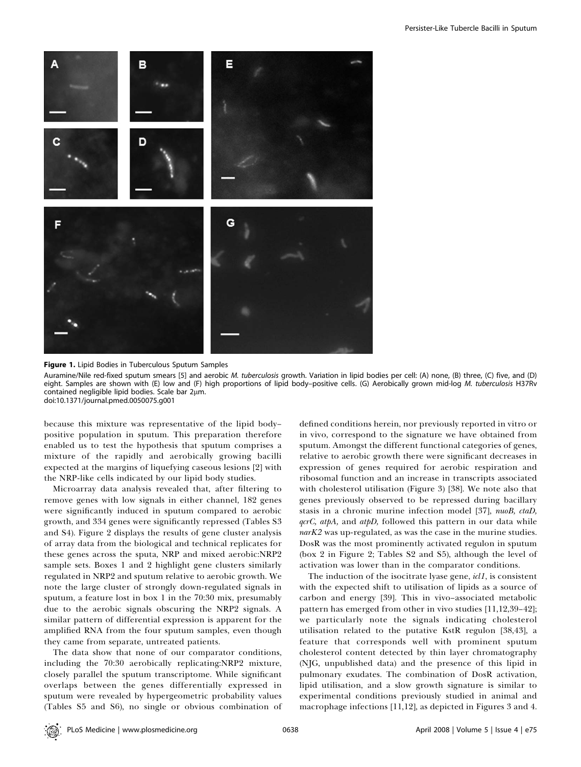**Figure 1.** Lipid Bodies in Tuberculous Sputum Samples

Auramine/Nile red-fixed sputum smears [5] and aerobic *M. tuberculosis* growth. Variation in lipid bodies per cell: (A) none, (B) three, (C) five, and (D) eight. Samples are shown with (E) low and (F) high proportions of lipid body–positive cells. (G) Aerobically grown mid-log *M. tuberculosis* H37Rv contained negligible lipid bodies. Scale bar 2μm.
doi:10.1371/journal.pmed.0050075.g001

because this mixture was representative of the lipid body–positive population in sputum. This preparation therefore enabled us to test the hypothesis that sputum comprises a mixture of the rapidly and aerobically growing bacilli expected at the margins of liquefying caseous lesions [2] with the NRP-like cells indicated by our lipid body studies.

Microarray data analysis revealed that, after filtering to remove genes with low signals in either channel, 182 genes were significantly induced in sputum compared to aerobic growth, and 334 genes were significantly repressed (Tables S3 and S4). Figure 2 displays the results of gene cluster analysis of array data from the biological and technical replicates for these genes across the sputa, NRP and mixed aerobic:NRP2 sample sets. Boxes 1 and 2 highlight gene clusters similarly regulated in NRP2 and sputum relative to aerobic growth. We note the large cluster of strongly down-regulated signals in sputum, a feature lost in box 1 in the 70:30 mix, presumably due to the aerobic signals obscuring the NRP2 signals. A similar pattern of differential expression is apparent for the amplified RNA from the four sputum samples, even though they came from separate, untreated patients.

The data show that none of our comparator conditions, including the 70:30 aerobically replicating:NRP2 mixture, closely parallel the sputum transcriptome. While significant overlaps between the genes differentially expressed in sputum were revealed by hypergeometric probability values (Tables S5 and S6), no single or obvious combination of defined conditions herein, nor previously reported in vitro or in vivo, correspond to the signature we have obtained from sputum. Amongst the different functional categories of genes, relative to aerobic growth there were significant decreases in expression of genes required for aerobic respiration and ribosomal function and an increase in transcripts associated with cholesterol utilisation (Figure 3) [38]. We note also that genes previously observed to be repressed during bacillary stasis in a chronic murine infection model [37], *nuoB, ctaD, qcrC, atpA,* and *atpD,* followed this pattern in our data while *narK2* was up-regulated, as was the case in the murine studies. DosR was the most prominently activated regulon in sputum (box 2 in Figure 2; Tables S2 and S5), although the level of activation was lower than in the comparator conditions.

The induction of the isocitrate lyase gene, *icl1*, is consistent with the expected shift to utilisation of lipids as a source of carbon and energy [39]. This in vivo–associated metabolic pattern has emerged from other in vivo studies [11,12,39–42]; we particularly note the signals indicating cholesterol utilisation related to the putative KstR regulon [38,43], a feature that corresponds well with prominent sputum cholesterol content detected by thin layer chromatography (NJG, unpublished data) and the presence of this lipid in pulmonary exudates. The combination of DosR activation, lipid utilisation, and a slow growth signature is similar to experimental conditions previously studied in animal and macrophage infections [11,12], as depicted in Figures 3 and 4.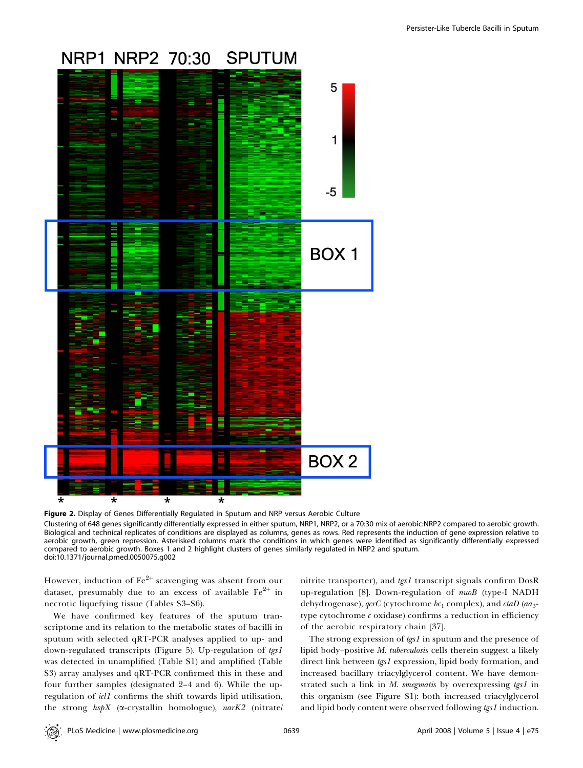**Figure 2.** Display of Genes Differentially Regulated in Sputum and NRP versus Aerobic Culture

Clustering of 648 genes significantly differentially expressed in either sputum, NRP1, NRP2, or a 70:30 mix of aerobic:NRP2 compared to aerobic growth. Biological and technical replicates of conditions are displayed as columns, genes as rows. Red represents the induction of gene expression relative to aerobic growth, green repression. Asterisked columns mark the conditions in which genes were identified as significantly differentially expressed compared to aerobic growth. Boxes 1 and 2 highlight clusters of genes similarly regulated in NRP2 and sputum.

doi:10.1371/journal.pmed.0050075.g002

However, induction of $Fe^{2+}$ scavenging was absent from our dataset, presumably due to an excess of available $Fe^{2+}$ in necrotic liquefying tissue (Tables S3–S6).

We have confirmed key features of the sputum transcriptome and its relation to the metabolic states of bacilli in sputum with selected qRT-PCR analyses applied to up- and down-regulated transcripts (Figure 5). Up-regulation of *tgs1* was detected in unamplified (Table S1) and amplified (Table S3) array analyses and qRT-PCR confirmed this in these and four further samples (designated 2–4 and 6). While the up-regulation of *icl1* confirms the shift towards lipid utilisation, the strong *hspX* (α-crystallin homologue), *narK2* (nitrate/nitrite transporter), and *tgs1* transcript signals confirm DosR up-regulation [8]. Down-regulation of *nuoB* (type-I NADH dehydrogenase), *qcrC* (cytochrome $bc_1$ complex), and *ctaD* ($aa_3$-type cytochrome *c* oxidase) confirms a reduction in efficiency of the aerobic respiratory chain [37].

The strong expression of *tgs1* in sputum and the presence of lipid body–positive *M. tuberculosis* cells therein suggest a likely direct link between *tgs1* expression, lipid body formation, and increased bacillary triacylglycerol content. We have demonstrated such a link in *M. smegmatis* by overexpressing *tgs1* in this organism (see Figure S1): both increased triacylglycerol and lipid body content were observed following *tgs1* induction.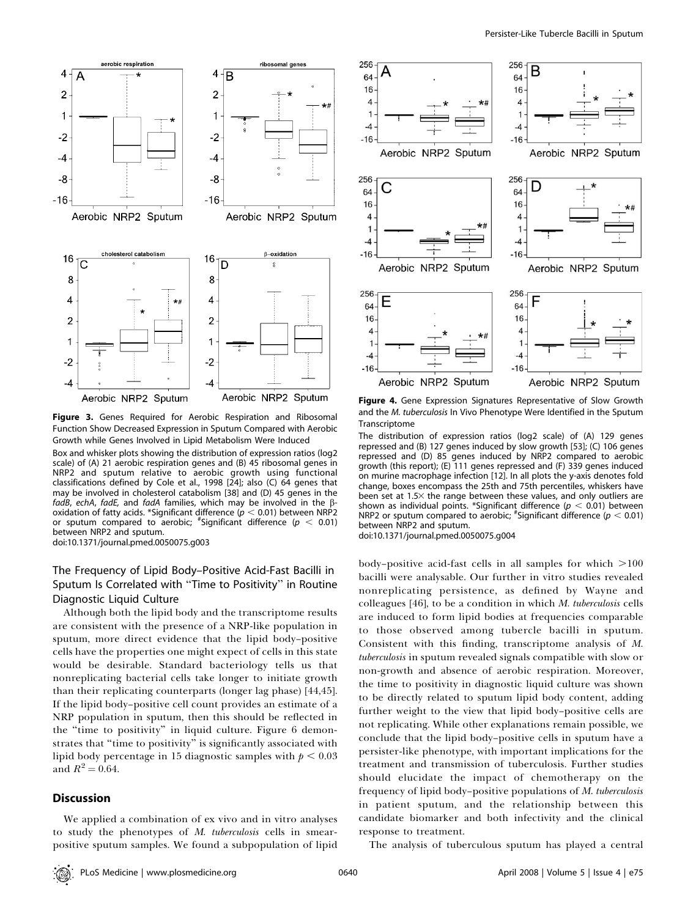**Figure 3.** Genes Required for Aerobic Respiration and Ribosomal Function Show Decreased Expression in Sputum Compared with Aerobic Growth while Genes Involved in Lipid Metabolism Were Induced

Box and whisker plots showing the distribution of expression ratios (log2 scale) of (A) 21 aerobic respiration genes and (B) 45 ribosomal genes in NRP2 and sputum relative to aerobic growth using functional classifications defined by Cole et al., 1998 [24]; also (C) 64 genes that may be involved in cholesterol catabolism [38] and (D) 45 genes in the *fadB*, *echA*, *fadE*, and *fadA* families, which may be involved in the β-oxidation of fatty acids. *Significant difference ($p < 0.01$) between NRP2 or sputum compared to aerobic; #Significant difference ($p < 0.01$) between NRP2 and sputum.

doi:10.1371/journal.pmed.0050075.g003

**Figure 4.** Gene Expression Signatures Representative of Slow Growth and the *M. tuberculosis* In Vivo Phenotype Were Identified in the Sputum Transcriptome

The distribution of expression ratios (log2 scale) of (A) 129 genes repressed and (B) 127 genes induced by slow growth [53]; (C) 106 genes repressed and (D) 85 genes induced by NRP2 compared to aerobic growth (this report); (E) 111 genes repressed and (F) 339 genes induced on murine macrophage infection [12]. In all plots the y-axis denotes fold change, boxes encompass the 25th and 75th percentiles, whiskers have been set at 1.5× the range between these values, and only outliers are shown as individual points. *Significant difference ($p < 0.01$) between NRP2 or sputum compared to aerobic; #Significant difference ($p < 0.01$) between NRP2 and sputum.

doi:10.1371/journal.pmed.0050075.g004

### The Frequency of Lipid Body–Positive Acid-Fast Bacilli in Sputum Is Correlated with "Time to Positivity" in Routine Diagnostic Liquid Culture

Although both the lipid body and the transcriptome results are consistent with the presence of a NRP-like population in sputum, more direct evidence that the lipid body–positive cells have the properties one might expect of cells in this state would be desirable. Standard bacteriology tells us that nonreplicating bacterial cells take longer to initiate growth than their replicating counterparts (longer lag phase) [44,45]. If the lipid body–positive cell count provides an estimate of a NRP population in sputum, then this should be reflected in the "time to positivity" in liquid culture. Figure 6 demonstrates that "time to positivity" is significantly associated with lipid body percentage in 15 diagnostic samples with $p < 0.03$ and $R^2 = 0.64$.

## Discussion

We applied a combination of ex vivo and in vitro analyses to study the phenotypes of *M. tuberculosis* cells in smear-positive sputum samples. We found a subpopulation of lipid body–positive acid-fast cells in all samples for which >100 bacilli were analysable. Our further in vitro studies revealed nonreplicating persistence, as defined by Wayne and colleagues [46], to be a condition in which *M. tuberculosis* cells are induced to form lipid bodies at frequencies comparable to those observed among tubercle bacilli in sputum. Consistent with this finding, transcriptome analysis of *M. tuberculosis* in sputum revealed signals compatible with slow or non-growth and absence of aerobic respiration. Moreover, the time to positivity in diagnostic liquid culture was shown to be directly related to sputum lipid body content, adding further weight to the view that lipid body–positive cells are not replicating. While other explanations remain possible, we conclude that the lipid body–positive cells in sputum have a persister-like phenotype, with important implications for the treatment and transmission of tuberculosis. Further studies should elucidate the impact of chemotherapy on the frequency of lipid body–positive populations of *M. tuberculosis* in patient sputum, and the relationship between this candidate biomarker and both infectivity and the clinical response to treatment.

The analysis of tuberculous sputum has played a central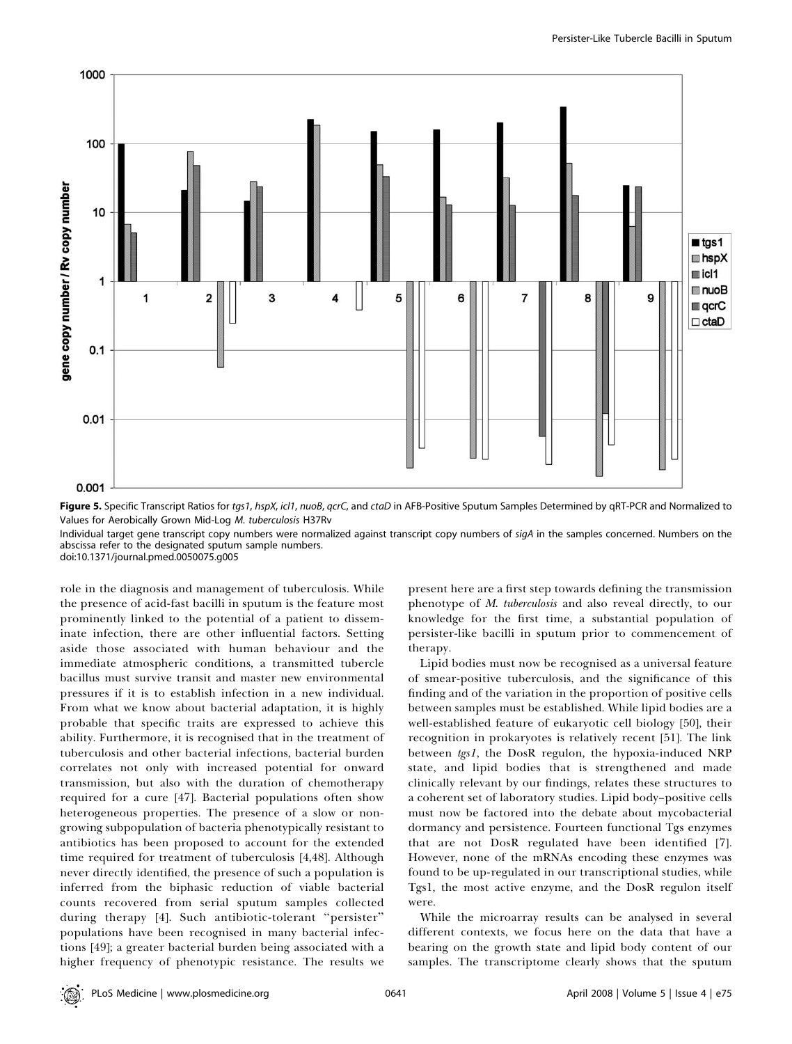**Figure 5.** Specific Transcript Ratios for *tgs1*, *hspX*, *icl1*, *nuoB*, *qcrC*, and *ctaD* in AFB-Positive Sputum Samples Determined by qRT-PCR and Normalized to Values for Aerobically Grown Mid-Log *M. tuberculosis* H37Rv

Individual target gene transcript copy numbers were normalized against transcript copy numbers of *sigA* in the samples concerned. Numbers on the abscissa refer to the designated sputum sample numbers.

doi:10.1371/journal.pmed.0050075.g005

role in the diagnosis and management of tuberculosis. While the presence of acid-fast bacilli in sputum is the feature most prominently linked to the potential of a patient to disseminate infection, there are other influential factors. Setting aside those associated with human behaviour and the immediate atmospheric conditions, a transmitted tubercle bacillus must survive transit and master new environmental pressures if it is to establish infection in a new individual. From what we know about bacterial adaptation, it is highly probable that specific traits are expressed to achieve this ability. Furthermore, it is recognised that in the treatment of tuberculosis and other bacterial infections, bacterial burden correlates not only with increased potential for onward transmission, but also with the duration of chemotherapy required for a cure [47]. Bacterial populations often show heterogeneous properties. The presence of a slow or non-growing subpopulation of bacteria phenotypically resistant to antibiotics has been proposed to account for the extended time required for treatment of tuberculosis [4,48]. Although never directly identified, the presence of such a population is inferred from the biphasic reduction of viable bacterial counts recovered from serial sputum samples collected during therapy [4]. Such antibiotic-tolerant "persister" populations have been recognised in many bacterial infections [49]; a greater bacterial burden being associated with a higher frequency of phenotypic resistance. The results we present here are a first step towards defining the transmission phenotype of *M. tuberculosis* and also reveal directly, to our knowledge for the first time, a substantial population of persister-like bacilli in sputum prior to commencement of therapy.

Lipid bodies must now be recognised as a universal feature of smear-positive tuberculosis, and the significance of this finding and of the variation in the proportion of positive cells between samples must be established. While lipid bodies are a well-established feature of eukaryotic cell biology [50], their recognition in prokaryotes is relatively recent [51]. The link between *tgs1*, the DosR regulon, the hypoxia-induced NRP state, and lipid bodies that is strengthened and made clinically relevant by our findings, relates these structures to a coherent set of laboratory studies. Lipid body–positive cells must now be factored into the debate about mycobacterial dormancy and persistence. Fourteen functional Tgs enzymes that are not DosR regulated have been identified [7]. However, none of the mRNAs encoding these enzymes was found to be up-regulated in our transcriptional studies, while Tgs1, the most active enzyme, and the DosR regulon itself were.

While the microarray results can be analysed in several different contexts, we focus here on the data that have a bearing on the growth state and lipid body content of our samples. The transcriptome clearly shows that the sputum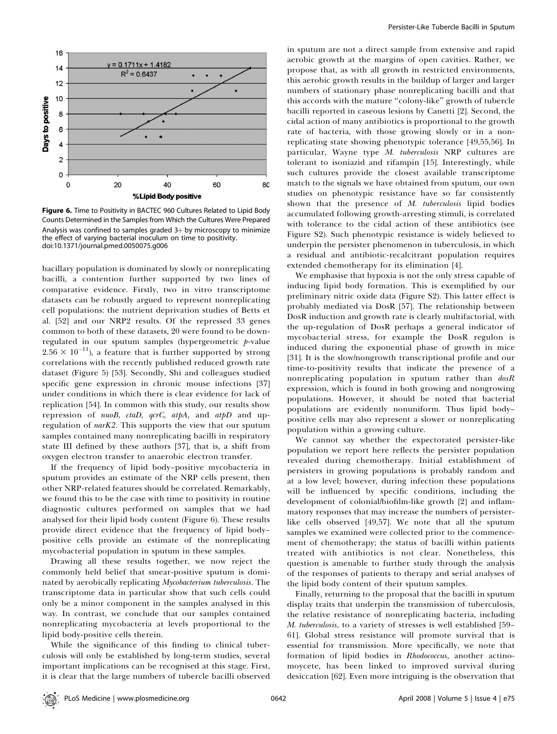y = 0.1711x + 1.4182
$R^2$ = 0.6437

Days to positive

%Lipid Body positive

0 2 4 6 8 10 12 14 16

0 20 40 60 80

**Figure 6.** Time to Positivity in BACTEC 960 Cultures Related to Lipid Body Counts Determined in the Samples from Which the Cultures Were Prepared

Analysis was confined to samples graded 3+ by microscopy to minimize the effect of varying bacterial inoculum on time to positivity.
doi:10.1371/journal.pmed.0050075.g006

bacillary population is dominated by slowly or nonreplicating bacilli, a contention further supported by two lines of comparative evidence. Firstly, two in vitro transcriptome datasets can be robustly argued to represent nonreplicating cell populations: the nutrient deprivation studies of Betts et al. [52] and our NRP2 results. Of the repressed 33 genes common to both of these datasets, 20 were found to be downregulated in our sputum samples (hypergeometric $p$-value $2.56 \times 10^{-11}$), a feature that is further supported by strong correlations with the recently published reduced growth rate dataset (Figure 5) [53]. Secondly, Shi and colleagues studied specific gene expression in chronic mouse infections [37] under conditions in which there is clear evidence for lack of replication [54]. In common with this study, our results show repression of *nuoB, ctaD, qcrC, atpA,* and *atpD* and upregulation of *narK2*. This supports the view that our sputum samples contained many nonreplicating bacilli in respiratory state III defined by these authors [37], that is, a shift from oxygen electron transfer to anaerobic electron transfer.

If the frequency of lipid body–positive mycobacteria in sputum provides an estimate of the NRP cells present, then other NRP-related features should be correlated. Remarkably, we found this to be the case with time to positivity in routine diagnostic cultures performed on samples that we had analysed for their lipid body content (Figure 6). These results provide direct evidence that the frequency of lipid body–positive cells provide an estimate of the nonreplicating mycobacterial population in sputum in these samples.

Drawing all these results together, we now reject the commonly held belief that smear-positive sputum is dominated by aerobically replicating *Mycobacterium tuberculosis*. The transcriptome data in particular show that such cells could only be a minor component in the samples analysed in this way. In contrast, we conclude that our samples contained nonreplicating mycobacteria at levels proportional to the lipid body-positive cells therein.

While the significance of this finding to clinical tuberculosis will only be established by long-term studies, several important implications can be recognised at this stage. First, it is clear that the large numbers of tubercle bacilli observed in sputum are not a direct sample from extensive and rapid aerobic growth at the margins of open cavities. Rather, we propose that, as with all growth in restricted environments, this aerobic growth results in the buildup of larger and larger numbers of stationary phase nonreplicating bacilli and that this accords with the mature "colony-like" growth of tubercle bacilli reported in caseous lesions by Canetti [2]. Second, the cidal action of many antibiotics is proportional to the growth rate of bacteria, with those growing slowly or in a nonreplicating state showing phenotypic tolerance [49,55,56]. In particular, Wayne type *M. tuberculosis* NRP cultures are tolerant to isoniazid and rifampin [15]. Interestingly, while such cultures provide the closest available transcriptome match to the signals we have obtained from sputum, our own studies on phenotypic resistance have so far consistently shown that the presence of *M. tuberculosis* lipid bodies accumulated following growth-arresting stimuli, is correlated with tolerance to the cidal action of these antibiotics (see Figure S2). Such phenotypic resistance is widely believed to underpin the persister phenomenon in tuberculosis, in which a residual and antibiotic-recalcitrant population requires extended chemotherapy for its elimination [4].

We emphasise that hypoxia is not the only stress capable of inducing lipid body formation. This is exemplified by our preliminary nitric oxide data (Figure S2). This latter effect is probably mediated via DosR [57]. The relationship between DosR induction and growth rate is clearly multifactorial, with the up-regulation of DosR perhaps a general indicator of mycobacterial stress, for example the DosR regulon is induced during the exponential phase of growth in mice [31]. It is the slow/nongrowth transcriptional profile and our time-to-positivity results that indicate the presence of a nonreplicating population in sputum rather than *dosR* expression, which is found in both growing and nongrowing populations. However, it should be noted that bacterial populations are evidently nonuniform. Thus lipid body–positive cells may also represent a slower or nonreplicating population within a growing culture.

We cannot say whether the expectorated persister-like population we report here reflects the persister population revealed during chemotherapy. Initial establishment of persisters in growing populations is probably random and at a low level; however, during infection these populations will be influenced by specific conditions, including the development of colonial/biofilm-like growth [2] and inflammatory responses that may increase the numbers of persister-like cells observed [49,57]. We note that all the sputum samples we examined were collected prior to the commencement of chemotherapy; the status of bacilli within patients treated with antibiotics is not clear. Nonetheless, this question is amenable to further study through the analysis of the responses of patients to therapy and serial analyses of the lipid body content of their sputum samples.

Finally, returning to the proposal that the bacilli in sputum display traits that underpin the transmission of tuberculosis, the relative resistance of nonreplicating bacteria, including *M. tuberculosis*, to a variety of stresses is well established [59–61]. Global stress resistance will promote survival that is essential for transmission. More specifically, we note that formation of lipid bodies in *Rhodococcus*, another actinomoycete, has been linked to improved survival during desiccation [62]. Even more intriguing is the observation that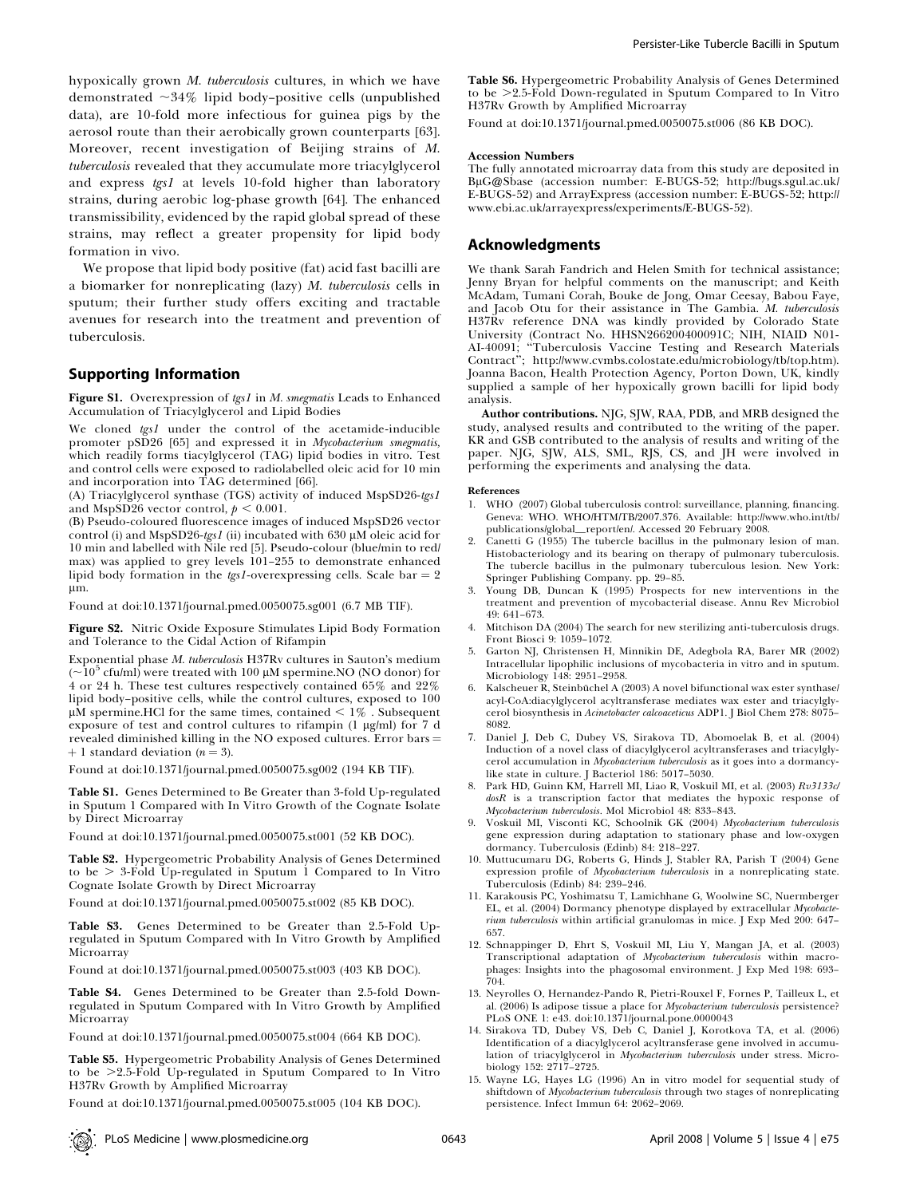hypoxically grown *M. tuberculosis* cultures, in which we have demonstrated ~34% lipid body–positive cells (unpublished data), are 10-fold more infectious for guinea pigs by the aerosol route than their aerobically grown counterparts [63]. Moreover, recent investigation of Beijing strains of *M. tuberculosis* revealed that they accumulate more triacylglycerol and express *tgs1* at levels 10-fold higher than laboratory strains, during aerobic log-phase growth [64]. The enhanced transmissibility, evidenced by the rapid global spread of these strains, may reflect a greater propensity for lipid body formation in vivo.

We propose that lipid body positive (fat) acid fast bacilli are a biomarker for nonreplicating (lazy) *M. tuberculosis* cells in sputum; their further study offers exciting and tractable avenues for research into the treatment and prevention of tuberculosis.

## Supporting Information

**Figure S1.** Overexpression of *tgs1* in *M. smegmatis* Leads to Enhanced Accumulation of Triacylglycerol and Lipid Bodies

We cloned *tgs1* under the control of the acetamide-inducible promoter pSD26 [65] and expressed it in *Mycobacterium smegmatis*, which readily forms tiacylglycerol (TAG) lipid bodies in vitro. Test and control cells were exposed to radiolabelled oleic acid for 10 min and incorporation into TAG determined [66].

(A) Triacylglycerol synthase (TGS) activity of induced MspSD26-*tgs1* and MspSD26 vector control, $p < 0.001$.

(B) Pseudo-coloured fluorescence images of induced MspSD26 vector control (i) and MspSD26-*tgs1* (ii) incubated with 630 μM oleic acid for 10 min and labelled with Nile red [5]. Pseudo-colour (blue/min to red/max) was applied to grey levels 101–255 to demonstrate enhanced lipid body formation in the *tgs1*-overexpressing cells. Scale bar = 2 μm.

Found at doi:10.1371/journal.pmed.0050075.sg001 (6.7 MB TIF).

**Figure S2.** Nitric Oxide Exposure Stimulates Lipid Body Formation and Tolerance to the Cidal Action of Rifampin

Exponential phase *M. tuberculosis* H37Rv cultures in Sauton's medium (~$10^5$ cfu/ml) were treated with 100 μM spermine.NO (NO donor) for 4 or 24 h. These test cultures respectively contained 65% and 22% lipid body–positive cells, while the control cultures, exposed to 100 μM spermine.HCl for the same times, contained < 1% . Subsequent exposure of test and control cultures to rifampin (1 μg/ml) for 7 d revealed diminished killing in the NO exposed cultures. Error bars = + 1 standard deviation ($n = 3$).

Found at doi:10.1371/journal.pmed.0050075.sg002 (194 KB TIF).

**Table S1.** Genes Determined to Be Greater than 3-fold Up-regulated in Sputum 1 Compared with In Vitro Growth of the Cognate Isolate by Direct Microarray

Found at doi:10.1371/journal.pmed.0050075.st001 (52 KB DOC).

**Table S2.** Hypergeometric Probability Analysis of Genes Determined to be > 3-Fold Up-regulated in Sputum 1 Compared to In Vitro Cognate Isolate Growth by Direct Microarray

Found at doi:10.1371/journal.pmed.0050075.st002 (85 KB DOC).

**Table S3.** Genes Determined to be Greater than 2.5-Fold Up-regulated in Sputum Compared with In Vitro Growth by Amplified Microarray

Found at doi:10.1371/journal.pmed.0050075.st003 (403 KB DOC).

**Table S4.** Genes Determined to be Greater than 2.5-fold Down-regulated in Sputum Compared with In Vitro Growth by Amplified Microarray

Found at doi:10.1371/journal.pmed.0050075.st004 (664 KB DOC).

**Table S5.** Hypergeometric Probability Analysis of Genes Determined to be >2.5-Fold Up-regulated in Sputum Compared to In Vitro H37Rv Growth by Amplified Microarray

Found at doi:10.1371/journal.pmed.0050075.st005 (104 KB DOC).

**Table S6.** Hypergeometric Probability Analysis of Genes Determined to be >2.5-Fold Down-regulated in Sputum Compared to In Vitro H37Rv Growth by Amplified Microarray

Found at doi:10.1371/journal.pmed.0050075.st006 (86 KB DOC).

**Accession Numbers**

The fully annotated microarray data from this study are deposited in BμG@Sbase (accession number: E-BUGS-52; http://bugs.sgul.ac.uk/E-BUGS-52) and ArrayExpress (accession number: E-BUGS-52; http://www.ebi.ac.uk/arrayexpress/experiments/E-BUGS-52).

## Acknowledgments

We thank Sarah Fandrich and Helen Smith for technical assistance; Jenny Bryan for helpful comments on the manuscript; and Keith McAdam, Tumani Corah, Bouke de Jong, Omar Ceesay, Babou Faye, and Jacob Otu for their assistance in The Gambia. *M. tuberculosis* H37Rv reference DNA was kindly provided by Colorado State University (Contract No. HHSN266200400091C; NIH, NIAID N01-AI-40091; "Tuberculosis Vaccine Testing and Research Materials Contract"; http://www.cvmbs.colostate.edu/microbiology/tb/top.htm). Joanna Bacon, Health Protection Agency, Porton Down, UK, kindly supplied a sample of her hypoxically grown bacilli for lipid body analysis.

**Author contributions.** NJG, SJW, RAA, PDB, and MRB designed the study, analysed results and contributed to the writing of the paper. KR and GSB contributed to the analysis of results and writing of the paper. NJG, SJW, ALS, SML, RJS, CS, and JH were involved in performing the experiments and analysing the data.

### References

1. WHO (2007) Global tuberculosis control: surveillance, planning, financing. Geneva: WHO. WHO/HTM/TB/2007.376. Available: http://www.who.int/tb/publications/global_report/en/. Accessed 20 February 2008.
2. Canetti G (1955) The tubercle bacillus in the pulmonary lesion of man. Histobacteriology and its bearing on therapy of pulmonary tuberculosis. The tubercle bacillus in the pulmonary tuberculous lesion. New York: Springer Publishing Company. pp. 29–85.
3. Young DB, Duncan K (1995) Prospects for new interventions in the treatment and prevention of mycobacterial disease. Annu Rev Microbiol 49: 641–673.
4. Mitchison DA (2004) The search for new sterilizing anti-tuberculosis drugs. Front Biosci 9: 1059–1072.
5. Garton NJ, Christensen H, Minnikin DE, Adegbola RA, Barer MR (2002) Intracellular lipophilic inclusions of mycobacteria in vitro and in sputum. Microbiology 148: 2951–2958.
6. Kalscheuer R, Steinbüchel A (2003) A novel bifunctional wax ester synthase/acyl-CoA:diacylglycerol acyltransferase mediates wax ester and triacylglycerol biosynthesis in *Acinetobacter calcoaceticus* ADP1. J Biol Chem 278: 8075–8082.
7. Daniel J, Deb C, Dubey VS, Sirakova TD, Abomoelak B, et al. (2004) Induction of a novel class of diacylglycerol acyltransferases and triacylglycerol accumulation in *Mycobacterium tuberculosis* as it goes into a dormancy-like state in culture. J Bacteriol 186: 5017–5030.
8. Park HD, Guinn KM, Harrell MI, Liao R, Voskuil MI, et al. (2003) *Rv3133c/dosR* is a transcription factor that mediates the hypoxic response of *Mycobacterium tuberculosis*. Mol Microbiol 48: 833–843.
9. Voskuil MI, Visconti KC, Schoolnik GK (2004) *Mycobacterium tuberculosis* gene expression during adaptation to stationary phase and low-oxygen dormancy. Tuberculosis (Edinb) 84: 218–227.
10. Muttucumaru DG, Roberts G, Hinds J, Stabler RA, Parish T (2004) Gene expression profile of *Mycobacterium tuberculosis* in a nonreplicating state. Tuberculosis (Edinb) 84: 239–246.
11. Karakousis PC, Yoshimatsu T, Lamichhane G, Woolwine SC, Nuermberger EL, et al. (2004) Dormancy phenotype displayed by extracellular *Mycobacterium tuberculosis* within artificial granulomas in mice. J Exp Med 200: 647–657.
12. Schnappinger D, Ehrt S, Voskuil MI, Liu Y, Mangan JA, et al. (2003) Transcriptional adaptation of *Mycobacterium tuberculosis* within macrophages: Insights into the phagosomal environment. J Exp Med 198: 693–704.
13. Neyrolles O, Hernandez-Pando R, Pietri-Rouxel F, Fornes P, Tailleux L, et al. (2006) Is adipose tissue a place for *Mycobacterium tuberculosis* persistence? PLoS ONE 1: e43. doi:10.1371/journal.pone.0000043
14. Sirakova TD, Dubey VS, Deb C, Daniel J, Korotkova TA, et al. (2006) Identification of a diacylglycerol acyltransferase gene involved in accumulation of triacylglycerol in *Mycobacterium tuberculosis* under stress. Microbiology 152: 2717–2725.
15. Wayne LG, Hayes LG (1996) An in vitro model for sequential study of shiftdown of *Mycobacterium tuberculosis* through two stages of nonreplicating persistence. Infect Immun 64: 2062–2069.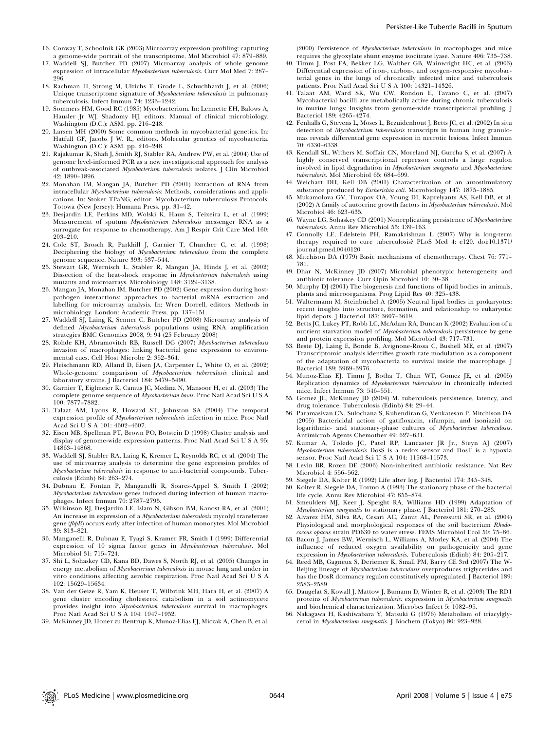16. Conway T, Schoolnik GK (2003) Microarray expression profiling: capturing a genome-wide portrait of the transcriptome. Mol Microbiol 47: 879–889.
17. Waddell SJ, Butcher PD (2007) Microarray analysis of whole genome expression of intracellular *Mycobacterium tuberculosis*. Curr Mol Med 7: 287–296.
18. Rachman H, Strong M, Ulrichs T, Grode L, Schuchhardt J, et al. (2006) Unique transcriptome signature of *Mycobacterium tuberculosis* in pulmonary tuberculosis. Infect Immun 74: 1233–1242.
19. Sommers HM, Good RC (1985) Mycobacterium. In: Lennette EH, Balows A, Hausler Jr WJ, Shadomy HJ, editors. Manual of clinical microbiology. Washington (D.C.): ASM. pp. 216–248.
20. Larsen MH (2000) Some common methods in mycobacterial genetics. In: Hatfull GF, Jacobs J W. R., editors. Molecular genetics of mycobacteria. Washington (D.C.): ASM. pp. 216–248.
21. Rajakumar K, Shafi J, Smith RJ, Stabler RA, Andrew PW, et al. (2004) Use of genome level-informed PCR as a new investigational approach for analysis of outbreak-associated *Mycobacterium tuberculosis* isolates. J Clin Microbiol 42: 1890–1896.
22. Monahan IM, Mangan JA, Butcher PD (2001) Extraction of RNA from intracellular *Mycobacterium tuberculosis*: Methods, considerations and applications. In: Stoker TPaNG, editor. Mycobacterium tuberculosis Protocols. Totowa (New Jersey): Humana Press. pp. 31–42.
23. Desjardin LE, Perkins MD, Wolski K, Haun S, Teixeira L, et al. (1999) Measurement of sputum *Mycobacterium tuberculosis* messenger RNA as a surrogate for response to chemotherapy. Am J Respir Crit Care Med 160: 203–210.
24. Cole ST, Brosch R, Parkhill J, Garnier T, Churcher C, et al. (1998) Deciphering the biology of *Mycobacterium tuberculosis* from the complete genome sequence. Nature 393: 537–544.
25. Stewart GR, Wernisch L, Stabler R, Mangan JA, Hinds J, et al. (2002) Dissection of the heat-shock response in *Mycobacterium tuberculosis* using mutants and microarrays. Microbiology 148: 3129–3138.
26. Mangan JA, Monahan IM, Butcher PD (2002) Gene expression during host-pathogen interactions: approaches to bacterial mRNA extraction and labelling for microarray analysis. In: Wren Dorrell, editors. Methods in microbiology. London: Academic Press. pp. 137–151.
27. Waddell SJ, Laing K, Senner C, Butcher PD (2008) Microarray analysis of defined *Mycobacterium tuberculosis* populations using RNA amplification strategies BMC Genomics 2008, 9: 94 (25 February 2008)
28. Rohde KH, Abramovitch RB, Russell DG (2007) *Mycobacterium tuberculosis* invasion of macrophages: linking bacterial gene expression to environmental cues. Cell Host Microbe 2: 352–364.
29. Fleischmann RD, Alland D, Eisen JA, Carpenter L, White O, et al. (2002) Whole-genome comparison of *Mycobacterium tuberculosis* clinical and laboratory strains. J Bacteriol 184: 5479–5490.
30. Garnier T, Eiglmeier K, Camus JC, Medina N, Mansoor H, et al. (2003) The complete genome sequence of *Mycobacterium bovis*. Proc Natl Acad Sci U S A 100: 7877–7882.
31. Talaat AM, Lyons R, Howard ST, Johnston SA (2004) The temporal expression profile of *Mycobacterium tuberculosis* infection in mice. Proc Natl Acad Sci U S A 101: 4602–4607.
32. Eisen MB, Spellman PT, Brown PO, Botstein D (1998) Cluster analysis and display of genome-wide expression patterns. Proc Natl Acad Sci U S A 95: 14863–14868.
33. Waddell SJ, Stabler RA, Laing K, Kremer L, Reynolds RC, et al. (2004) The use of microarray analysis to determine the gene expression profiles of *Mycobacterium tuberculosis* in response to anti-bacterial compounds. Tuberculosis (Edinb) 84: 263–274.
34. Dubnau E, Fontan P, Manganelli R, Soares-Appel S, Smith I (2002) *Mycobacterium tuberculosis* genes induced during infection of human macrophages. Infect Immun 70: 2787–2795.
35. Wilkinson RJ, DesJardin LE, Islam N, Gibson BM, Kanost RA, et al. (2001) An increase in expression of a *Mycobacterium tuberculosis* mycolyl transferase gene (*fbpB*) occurs early after infection of human monocytes. Mol Microbiol 39: 813–821.
36. Manganelli R, Dubnau E, Tyagi S, Kramer FR, Smith I (1999) Differential expression of 10 sigma factor genes in *Mycobacterium tuberculosis*. Mol Microbiol 31: 715–724.
37. Shi L, Sohaskey CD, Kana BD, Dawes S, North RJ, et al. (2005) Changes in energy metabolism of *Mycobacterium tuberculosis* in mouse lung and under in vitro conditions affecting aerobic respiration. Proc Natl Acad Sci U S A 102: 15629–15634.
38. Van der Geize R, Yam K, Heuser T, Wilbrink MH, Hara H, et al. (2007) A gene cluster encoding cholesterol catabolism in a soil actinomycete provides insight into *Mycobacterium tuberculosis* survival in macrophages. Proc Natl Acad Sci U S A 104: 1947–1952.
39. McKinney JD, Honer zu Bentrup K, Munoz-Elias EJ, Miczak A, Chen B, et al. (2000) Persistence of *Mycobacterium tuberculosis* in macrophages and mice requires the glyoxylate shunt enzyme isocitrate lyase. Nature 406: 735–738.
40. Timm J, Post FA, Bekker LG, Walther GB, Wainwright HC, et al. (2003) Differential expression of iron-, carbon-, and oxygen-responsive mycobacterial genes in the lungs of chronically infected mice and tuberculosis patients. Proc Natl Acad Sci U S A 100: 14321–14326.
41. Talaat AM, Ward SK, Wu CW, Rondon E, Tavano C, et al. (2007) Mycobacterial bacilli are metabolically active during chronic tuberculosis in murine lungs: Insights from genome-wide transcriptional profiling. J Bacteriol 189: 4265–4274.
42. Fenhalls G, Stevens L, Moses L, Bezuidenhout J, Betts JC, et al. (2002) In situ detection of *Mycobacterium tuberculosis* transcripts in human lung granulomas reveals differential gene expression in necrotic lesions. Infect Immun 70: 6330–6338.
43. Kendall SL, Withers M, Soffair CN, Moreland NJ, Gurcha S, et al. (2007) A highly conserved transcriptional repressor controls a large regulon involved in lipid degradation in *Mycobacterium smegmatis* and *Mycobacterium tuberculosis*. Mol Microbiol 65: 684–699.
44. Weichart DH, Kell DB (2001) Characterization of an autostimulatory substance produced by *Escherichia coli*. Microbiology 147: 1875–1885.
45. Mukamolova GV, Turapov OA, Young DI, Kaprelyants AS, Kell DB, et al. (2002) A family of autocrine growth factors in *Mycobacterium tuberculosis*. Mol Microbiol 46: 623–635.
46. Wayne LG, Sohaskey CD (2001) Nonreplicating persistence of *Mycobacterium tuberculosis*. Annu Rev Microbiol 55: 139–163.
47. Connolly LE, Edelstein PH, Ramakrishnan L (2007) Why is long-term therapy required to cure tuberculosis? PLoS Med 4: e120. doi:10.1371/journal.pmed.0040120
48. Mitchison DA (1979) Basic mechanisms of chemotherapy. Chest 76: 771–781.
49. Dhar N, McKinney JD (2007) Microbial phenotypic heterogeneity and antibiotic tolerance. Curr Opin Microbiol 10: 30–38.
50. Murphy DJ (2001) The biogenesis and functions of lipid bodies in animals, plants and microorganisms. Prog Lipid Res 40: 325–438.
51. Waltermann M, Steinbüchel A (2005) Neutral lipid bodies in prokaryotes: recent insights into structure, formation, and relationship to eukaryotic lipid depots. J Bacteriol 187: 3607–3619.
52. Betts JC, Lukey PT, Robb LC, McAdam RA, Duncan K (2002) Evaluation of a nutrient starvation model of *Mycobacterium tuberculosis* persistence by gene and protein expression profiling. Mol Microbiol 43: 717–731.
53. Beste DJ, Laing E, Bonde B, Avignone-Rossa C, Bushell ME, et al. (2007) Transcriptomic analysis identifies growth rate modulation as a component of the adaptation of mycobacteria to survival inside the macrophage. J Bacteriol 189: 3969–3976.
54. Munoz-Elias EJ, Timm J, Botha T, Chan WT, Gomez JE, et al. (2005) Replication dynamics of *Mycobacterium tuberculosis* in chronically infected mice. Infect Immun 73: 546–551.
55. Gomez JE, McKinney JD (2004) M. tuberculosis persistence, latency, and drug tolerance. Tuberculosis (Edinb) 84: 29–44.
56. Paramasivan CN, Sulochana S, Kubendiran G, Venkatesan P, Mitchison DA (2005) Bactericidal action of gatifloxacin, rifampin, and isoniazid on logarithmic- and stationary-phase cultures of *Mycobacterium tuberculosis*. Antimicrob Agents Chemother 49: 627–631.
57. Kumar A, Toledo JC, Patel RP, Lancaster JR Jr., Steyn AJ (2007) *Mycobacterium tuberculosis* DosS is a redox sensor and DosT is a hypoxia sensor. Proc Natl Acad Sci U S A 104: 11568–11573.
58. Levin BR, Rozen DE (2006) Non-inherited antibiotic resistance. Nat Rev Microbiol 4: 556–562.
59. Siegele DA, Kolter R (1992) Life after log. J Bacteriol 174: 345–348.
60. Kolter R, Siegele DA, Tormo A (1993) The stationary phase of the bacterial life cycle. Annu Rev Microbiol 47: 855–874.
61. Smeulders MJ, Keer J, Speight RA, Williams HD (1999) Adaptation of *Mycobacterium smegmatis* to stationary phase. J Bacteriol 181: 270–283.
62. Alvarez HM, Silva RA, Cesari AC, Zamit AL, Peressutti SR, et al. (2004) Physiological and morphological responses of the soil bacterium *Rhodococcus opacus* strain PD630 to water stress. FEMS Microbiol Ecol 50: 75–86.
63. Bacon J, James BW, Wernisch L, Williams A, Morley KA, et al. (2004) The influence of reduced oxygen availability on pathogenicity and gene expression in *Mycobacterium tuberculosis*. Tuberculosis (Edinb) 84: 205–217.
64. Reed MB, Gagneux S, Deriemer K, Small PM, Barry CE 3rd (2007) The W-Beijing lineage of *Mycobacterium tuberculosis* overproduces triglycerides and has the DosR dormancy regulon constitutively upregulated. J Bacteriol 189: 2583–2589.
65. Daugelat S, Kowall J, Mattow J, Bumann D, Winter R, et al. (2003) The RD1 proteins of *Mycobacterium tuberculosis*: expression in *Mycobacterium smegmatis* and biochemical characterization. Microbes Infect 5: 1082–95.
66. Nakagawa H, Kashiwabara Y, Matsuki G (1976) Metabolism of triacylglycerol in *Mycobacterium smegmatis*. J Biochem (Tokyo) 80: 923–928.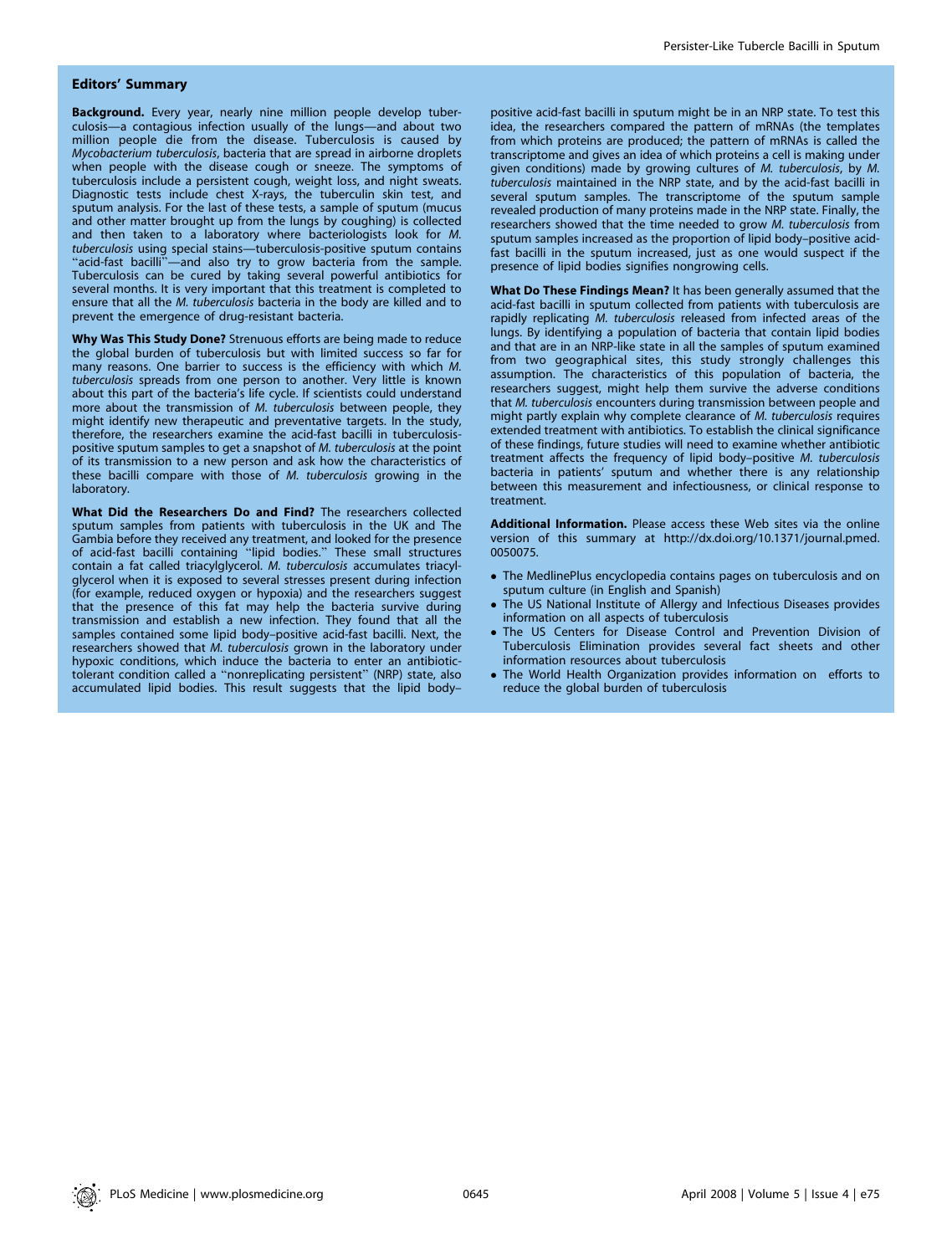## Editors' Summary

**Background.** Every year, nearly nine million people develop tuberculosis—a contagious infection usually of the lungs—and about two million people die from the disease. Tuberculosis is caused by *Mycobacterium tuberculosis*, bacteria that are spread in airborne droplets when people with the disease cough or sneeze. The symptoms of tuberculosis include a persistent cough, weight loss, and night sweats. Diagnostic tests include chest X-rays, the tuberculin skin test, and sputum analysis. For the last of these tests, a sample of sputum (mucus and other matter brought up from the lungs by coughing) is collected and then taken to a laboratory where bacteriologists look for *M. tuberculosis* using special stains—tuberculosis-positive sputum contains "acid-fast bacilli"—and also try to grow bacteria from the sample. Tuberculosis can be cured by taking several powerful antibiotics for several months. It is very important that this treatment is completed to ensure that all the *M. tuberculosis* bacteria in the body are killed and to prevent the emergence of drug-resistant bacteria.

**Why Was This Study Done?** Strenuous efforts are being made to reduce the global burden of tuberculosis but with limited success so far for many reasons. One barrier to success is the efficiency with which *M. tuberculosis* spreads from one person to another. Very little is known about this part of the bacteria's life cycle. If scientists could understand more about the transmission of *M. tuberculosis* between people, they might identify new therapeutic and preventative targets. In the study, therefore, the researchers examine the acid-fast bacilli in tuberculosis-positive sputum samples to get a snapshot of *M. tuberculosis* at the point of its transmission to a new person and ask how the characteristics of these bacilli compare with those of *M. tuberculosis* growing in the laboratory.

**What Did the Researchers Do and Find?** The researchers collected sputum samples from patients with tuberculosis in the UK and The Gambia before they received any treatment, and looked for the presence of acid-fast bacilli containing "lipid bodies." These small structures contain a fat called triacylglycerol. *M. tuberculosis* accumulates triacylglycerol when it is exposed to several stresses present during infection (for example, reduced oxygen or hypoxia) and the researchers suggest that the presence of this fat may help the bacteria survive during transmission and establish a new infection. They found that all the samples contained some lipid body–positive acid-fast bacilli. Next, the researchers showed that *M. tuberculosis* grown in the laboratory under hypoxic conditions, which induce the bacteria to enter an antibiotic-tolerant condition called a "nonreplicating persistent" (NRP) state, also accumulated lipid bodies. This result suggests that the lipid body–positive acid-fast bacilli in sputum might be in an NRP state. To test this idea, the researchers compared the pattern of mRNAs (the templates from which proteins are produced; the pattern of mRNAs is called the transcriptome and gives an idea of which proteins a cell is making under given conditions) made by growing cultures of *M. tuberculosis*, by *M. tuberculosis* maintained in the NRP state, and by the acid-fast bacilli in several sputum samples. The transcriptome of the sputum sample revealed production of many proteins made in the NRP state. Finally, the researchers showed that the time needed to grow *M. tuberculosis* from sputum samples increased as the proportion of lipid body–positive acid-fast bacilli in the sputum increased, just as one would suspect if the presence of lipid bodies signifies nongrowing cells.

**What Do These Findings Mean?** It has been generally assumed that the acid-fast bacilli in sputum collected from patients with tuberculosis are rapidly replicating *M. tuberculosis* released from infected areas of the lungs. By identifying a population of bacteria that contain lipid bodies and that are in an NRP-like state in all the samples of sputum examined from two geographical sites, this study strongly challenges this assumption. The characteristics of this population of bacteria, the researchers suggest, might help them survive the adverse conditions that *M. tuberculosis* encounters during transmission between people and might partly explain why complete clearance of *M. tuberculosis* requires extended treatment with antibiotics. To establish the clinical significance of these findings, future studies will need to examine whether antibiotic treatment affects the frequency of lipid body–positive *M. tuberculosis* bacteria in patients' sputum and whether there is any relationship between this measurement and infectiousness, or clinical response to treatment.

**Additional Information.** Please access these Web sites via the online version of this summary at http://dx.doi.org/10.1371/journal.pmed.0050075.

- The MedlinePlus encyclopedia contains pages on tuberculosis and on sputum culture (in English and Spanish)
- The US National Institute of Allergy and Infectious Diseases provides information on all aspects of tuberculosis
- The US Centers for Disease Control and Prevention Division of Tuberculosis Elimination provides several fact sheets and other information resources about tuberculosis
- The World Health Organization provides information on efforts to reduce the global burden of tuberculosis